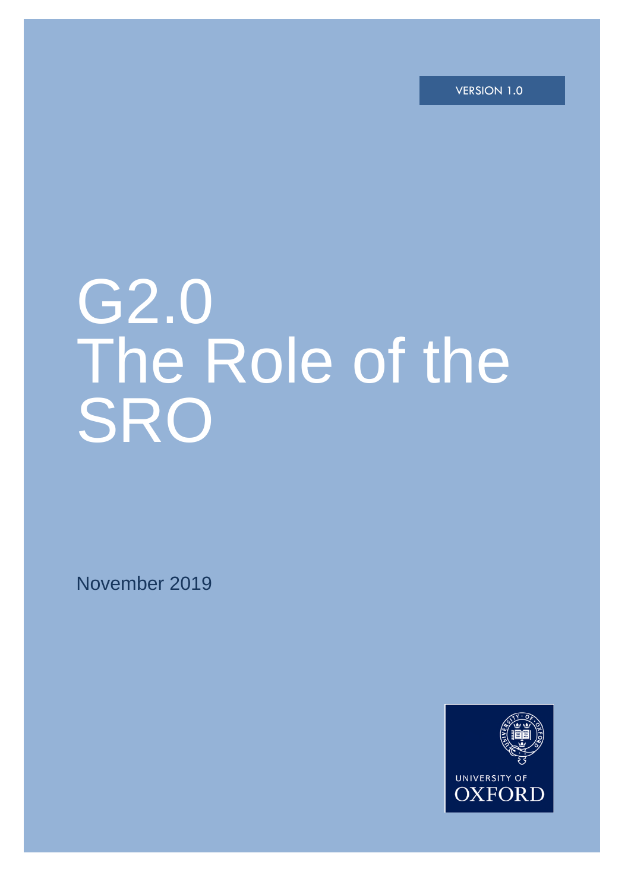VERSION 1.0

# G2.0 The Role of the SRO

November 2019

UNIVERSITY OF OXFORD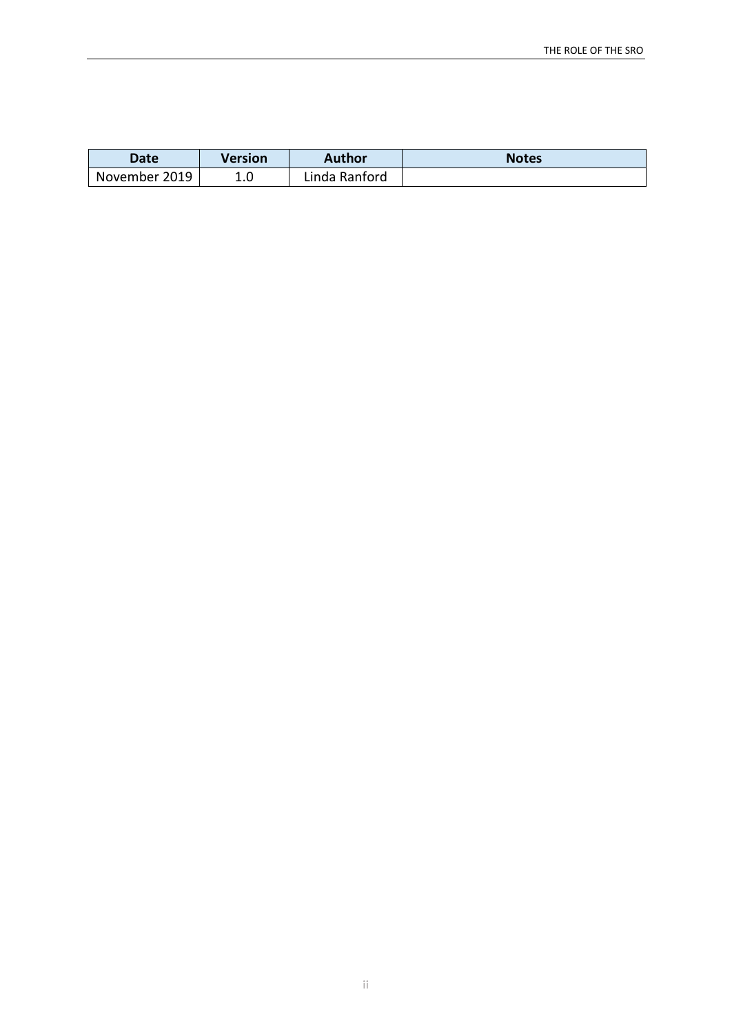| Date | Version | Author | Notes |
|---|---|---|---|
| November 2019 | 1.0 | Linda Ranford | |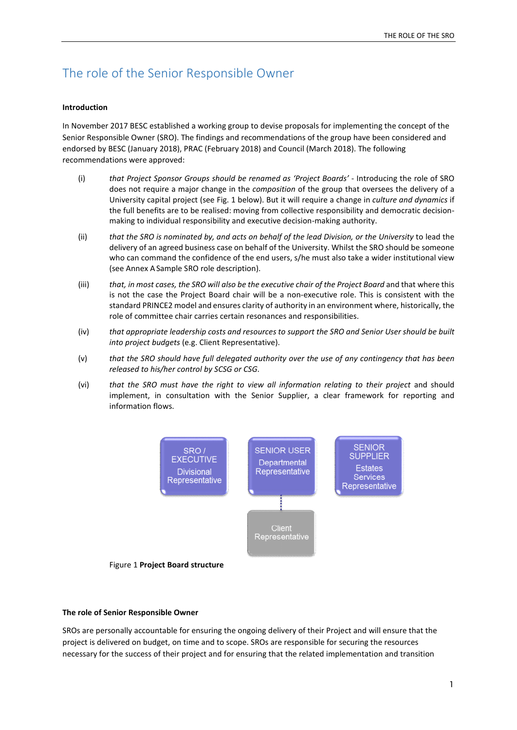# The role of the Senior Responsible Owner

**Introduction**

In November 2017 BESC established a working group to devise proposals for implementing the concept of the Senior Responsible Owner (SRO). The findings and recommendations of the group have been considered and endorsed by BESC (January 2018), PRAC (February 2018) and Council (March 2018). The following recommendations were approved:

(i) *that Project Sponsor Groups should be renamed as 'Project Boards'* - Introducing the role of SRO does not require a major change in the *composition* of the group that oversees the delivery of a University capital project (see Fig. 1 below). But it will require a change in *culture and dynamics* if the full benefits are to be realised: moving from collective responsibility and democratic decision-making to individual responsibility and executive decision-making authority.

(ii) *that the SRO is nominated by, and acts on behalf of the lead Division, or the University* to lead the delivery of an agreed business case on behalf of the University. Whilst the SRO should be someone who can command the confidence of the end users, s/he must also take a wider institutional view (see Annex A Sample SRO role description).

(iii) *that, in most cases, the SRO will also be the executive chair of the Project Board* and that where this is not the case the Project Board chair will be a non-executive role. This is consistent with the standard PRINCE2 model and ensures clarity of authority in an environment where, historically, the role of committee chair carries certain resonances and responsibilities.

(iv) *that appropriate leadership costs and resources to support the SRO and Senior User should be built into project budgets* (e.g. Client Representative).

(v) *that the SRO should have full delegated authority over the use of any contingency that has been released to his/her control by SCSG or CSG.*

(vi) *that the SRO must have the right to view all information relating to their project* and should implement, in consultation with the Senior Supplier, a clear framework for reporting and information flows.

SRO / EXECUTIVE
Divisional Representative

SENIOR USER
Departmental Representative

SENIOR SUPPLIER
Estates Services Representative

Client Representative

Figure 1 **Project Board structure**

**The role of Senior Responsible Owner**

SROs are personally accountable for ensuring the ongoing delivery of their Project and will ensure that the project is delivered on budget, on time and to scope. SROs are responsible for securing the resources necessary for the success of their project and for ensuring that the related implementation and transition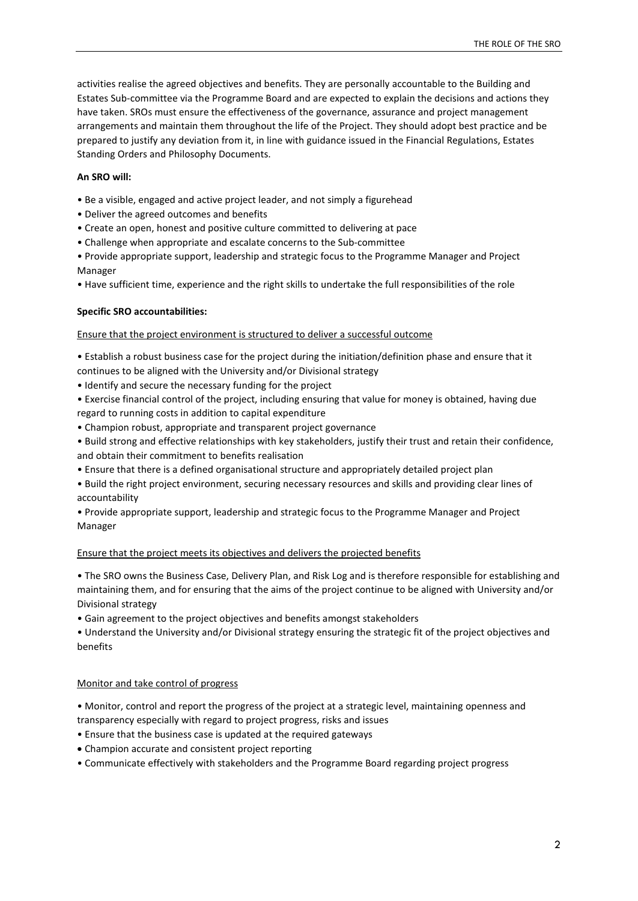activities realise the agreed objectives and benefits. They are personally accountable to the Building and Estates Sub-committee via the Programme Board and are expected to explain the decisions and actions they have taken. SROs must ensure the effectiveness of the governance, assurance and project management arrangements and maintain them throughout the life of the Project. They should adopt best practice and be prepared to justify any deviation from it, in line with guidance issued in the Financial Regulations, Estates Standing Orders and Philosophy Documents.

**An SRO will:**

- Be a visible, engaged and active project leader, and not simply a figurehead
- Deliver the agreed outcomes and benefits
- Create an open, honest and positive culture committed to delivering at pace
- Challenge when appropriate and escalate concerns to the Sub-committee
- Provide appropriate support, leadership and strategic focus to the Programme Manager and Project Manager
- Have sufficient time, experience and the right skills to undertake the full responsibilities of the role

**Specific SRO accountabilities:**

<u>Ensure that the project environment is structured to deliver a successful outcome</u>

- Establish a robust business case for the project during the initiation/definition phase and ensure that it continues to be aligned with the University and/or Divisional strategy
- Identify and secure the necessary funding for the project
- Exercise financial control of the project, including ensuring that value for money is obtained, having due regard to running costs in addition to capital expenditure
- Champion robust, appropriate and transparent project governance
- Build strong and effective relationships with key stakeholders, justify their trust and retain their confidence, and obtain their commitment to benefits realisation
- Ensure that there is a defined organisational structure and appropriately detailed project plan
- Build the right project environment, securing necessary resources and skills and providing clear lines of accountability
- Provide appropriate support, leadership and strategic focus to the Programme Manager and Project Manager

<u>Ensure that the project meets its objectives and delivers the projected benefits</u>

- The SRO owns the Business Case, Delivery Plan, and Risk Log and is therefore responsible for establishing and maintaining them, and for ensuring that the aims of the project continue to be aligned with University and/or Divisional strategy
- Gain agreement to the project objectives and benefits amongst stakeholders
- Understand the University and/or Divisional strategy ensuring the strategic fit of the project objectives and benefits

<u>Monitor and take control of progress</u>

- Monitor, control and report the progress of the project at a strategic level, maintaining openness and transparency especially with regard to project progress, risks and issues
- Ensure that the business case is updated at the required gateways
- Champion accurate and consistent project reporting
- Communicate effectively with stakeholders and the Programme Board regarding project progress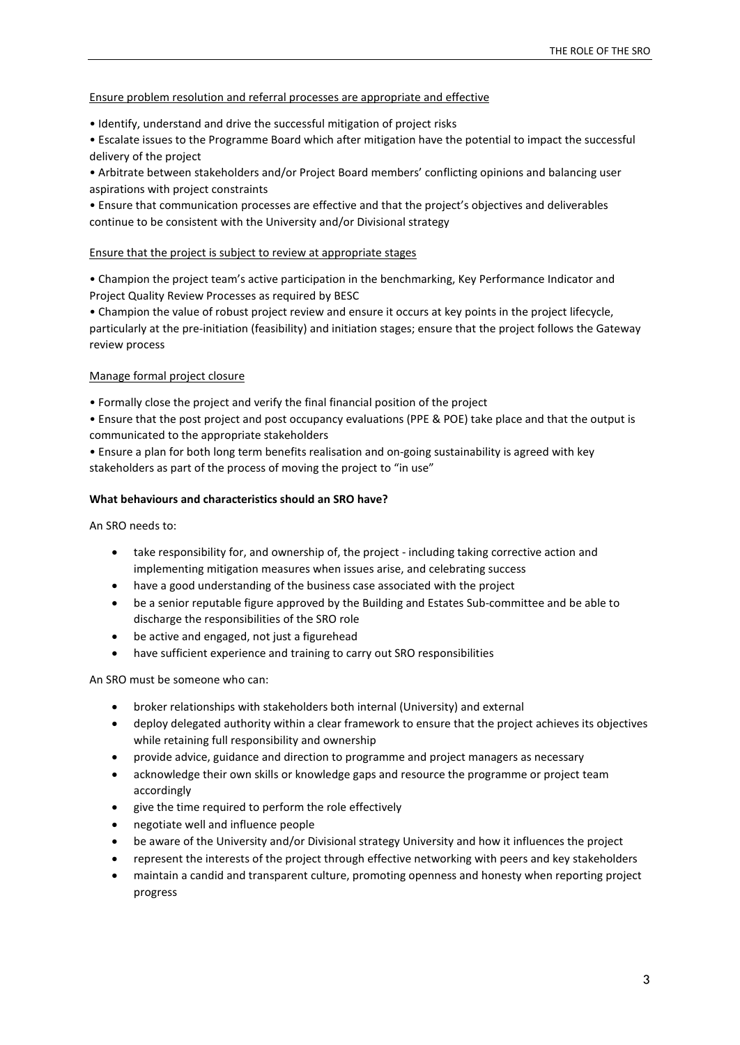Ensure problem resolution and referral processes are appropriate and effective

- Identify, understand and drive the successful mitigation of project risks
- Escalate issues to the Programme Board which after mitigation have the potential to impact the successful delivery of the project
- Arbitrate between stakeholders and/or Project Board members' conflicting opinions and balancing user aspirations with project constraints
- Ensure that communication processes are effective and that the project's objectives and deliverables continue to be consistent with the University and/or Divisional strategy

Ensure that the project is subject to review at appropriate stages

- Champion the project team's active participation in the benchmarking, Key Performance Indicator and Project Quality Review Processes as required by BESC
- Champion the value of robust project review and ensure it occurs at key points in the project lifecycle, particularly at the pre-initiation (feasibility) and initiation stages; ensure that the project follows the Gateway review process

Manage formal project closure

- Formally close the project and verify the final financial position of the project
- Ensure that the post project and post occupancy evaluations (PPE & POE) take place and that the output is communicated to the appropriate stakeholders
- Ensure a plan for both long term benefits realisation and on-going sustainability is agreed with key stakeholders as part of the process of moving the project to "in use"

**What behaviours and characteristics should an SRO have?**

An SRO needs to:

- take responsibility for, and ownership of, the project - including taking corrective action and implementing mitigation measures when issues arise, and celebrating success
- have a good understanding of the business case associated with the project
- be a senior reputable figure approved by the Building and Estates Sub-committee and be able to discharge the responsibilities of the SRO role
- be active and engaged, not just a figurehead
- have sufficient experience and training to carry out SRO responsibilities

An SRO must be someone who can:

- broker relationships with stakeholders both internal (University) and external
- deploy delegated authority within a clear framework to ensure that the project achieves its objectives while retaining full responsibility and ownership
- provide advice, guidance and direction to programme and project managers as necessary
- acknowledge their own skills or knowledge gaps and resource the programme or project team accordingly
- give the time required to perform the role effectively
- negotiate well and influence people
- be aware of the University and/or Divisional strategy University and how it influences the project
- represent the interests of the project through effective networking with peers and key stakeholders
- maintain a candid and transparent culture, promoting openness and honesty when reporting project progress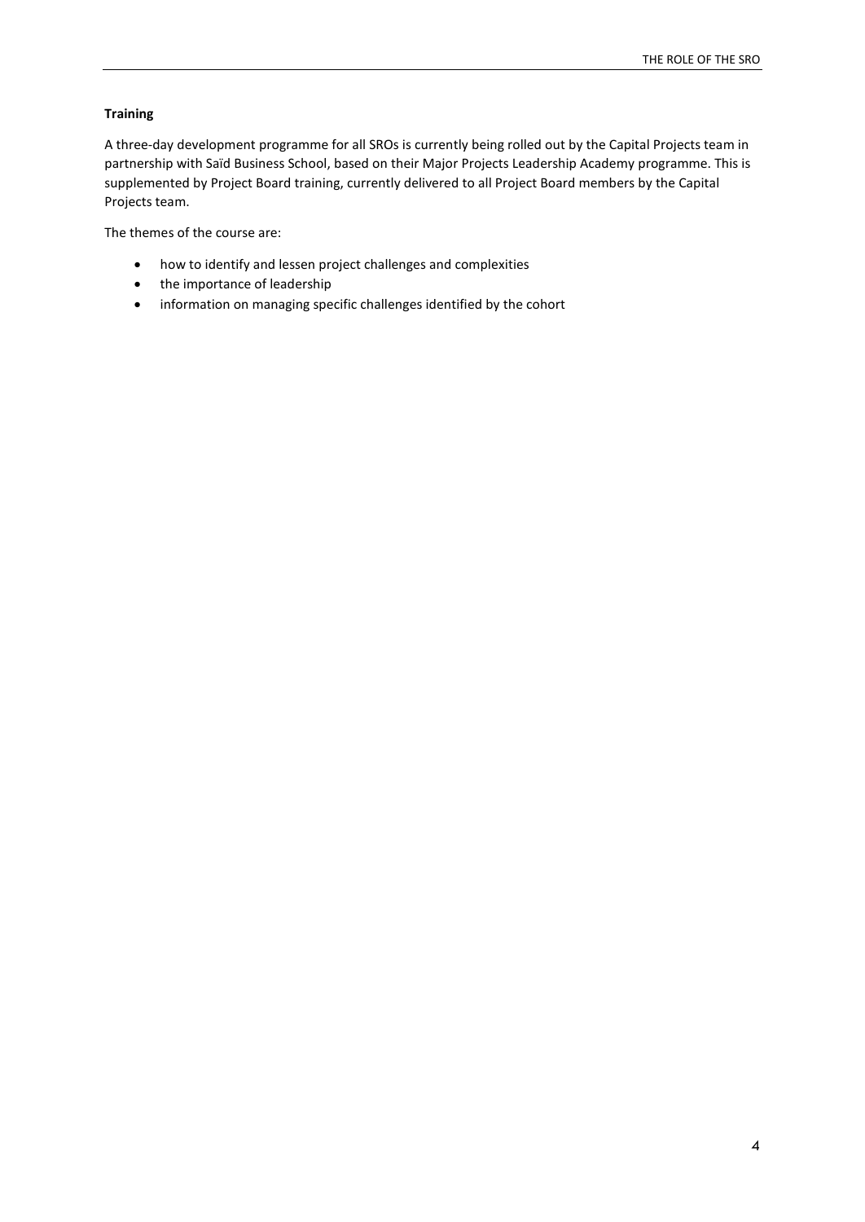**Training**

A three-day development programme for all SROs is currently being rolled out by the Capital Projects team in partnership with Saïd Business School, based on their Major Projects Leadership Academy programme. This is supplemented by Project Board training, currently delivered to all Project Board members by the Capital Projects team.

The themes of the course are:

- how to identify and lessen project challenges and complexities
- the importance of leadership
- information on managing specific challenges identified by the cohort